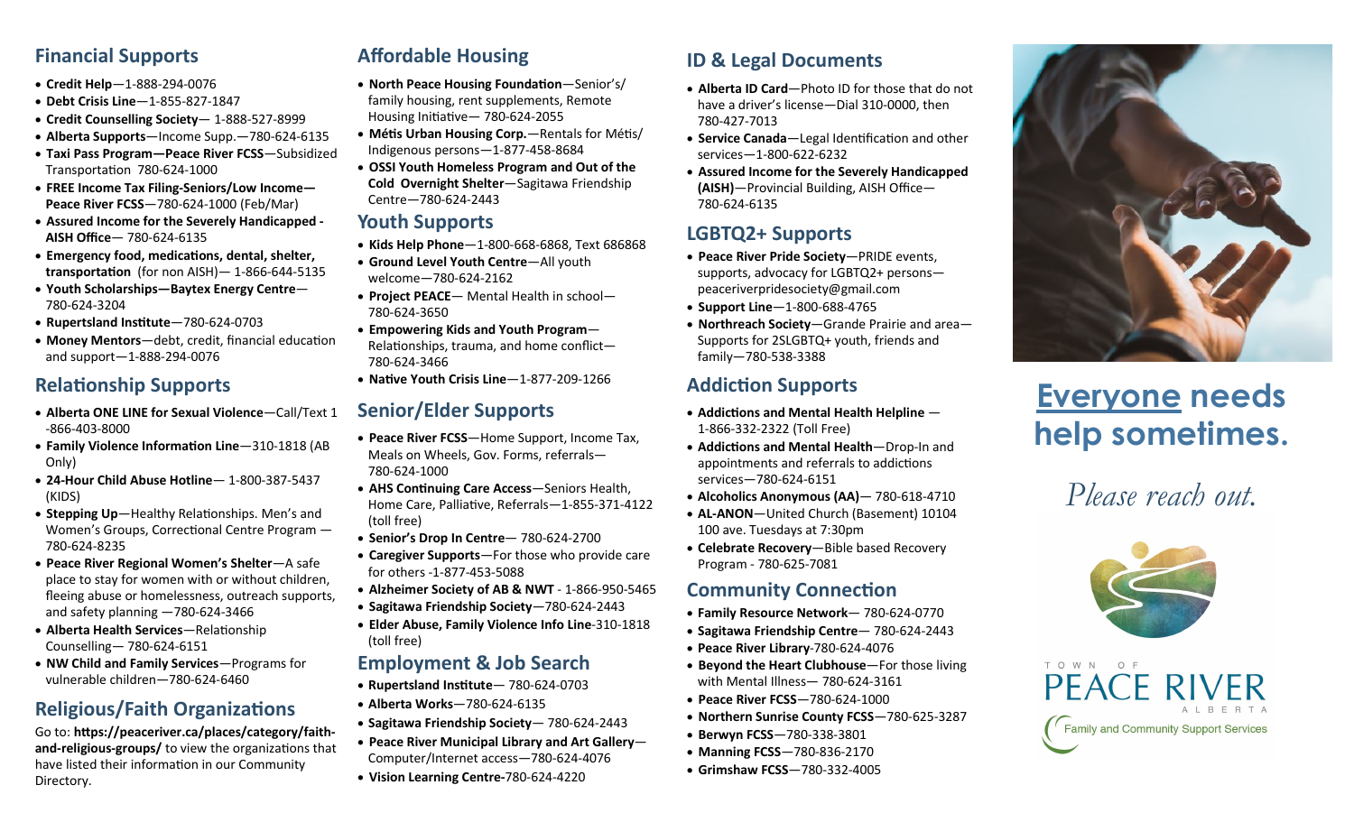## Financial Supports

- **Credit Help**—1-888-294-0076
- **Debt Crisis Line**—1-855-827-1847
- **Credit Counselling Society**— 1-888-527-8999
- **Alberta Supports**—Income Supp.—780-624-6135
- **Taxi Pass Program—Peace River FCSS**—Subsidized Transportation 780-624-1000
- **FREE Income Tax Filing-Seniors/Low Income—Peace River FCSS**—780-624-1000 (Feb/Mar)
- **Assured Income for the Severely Handicapped - AISH Office**— 780-624-6135
- **Emergency food, medications, dental, shelter, transportation** (for non AISH)— 1-866-644-5135
- **Youth Scholarships—Baytex Energy Centre**—780-624-3204
- **Rupertsland Institute**—780-624-0703
- **Money Mentors**—debt, credit, financial education and support—1-888-294-0076

## Relationship Supports

- **Alberta ONE LINE for Sexual Violence**—Call/Text 1-866-403-8000
- **Family Violence Information Line**—310-1818 (AB Only)
- **24-Hour Child Abuse Hotline**— 1-800-387-5437 (KIDS)
- **Stepping Up**—Healthy Relationships. Men's and Women's Groups, Correctional Centre Program —780-624-8235
- **Peace River Regional Women's Shelter**—A safe place to stay for women with or without children, fleeing abuse or homelessness, outreach supports, and safety planning —780-624-3466
- **Alberta Health Services**—Relationship Counselling— 780-624-6151
- **NW Child and Family Services**—Programs for vulnerable children—780-624-6460

## Religious/Faith Organizations

Go to: **https://peaceriver.ca/places/category/faith-and-religious-groups/** to view the organizations that have listed their information in our Community Directory.

## Affordable Housing

- **North Peace Housing Foundation**—Senior's/ family housing, rent supplements, Remote Housing Initiative— 780-624-2055
- **Métis Urban Housing Corp.**—Rentals for Métis/ Indigenous persons—1-877-458-8684
- **OSSI Youth Homeless Program and Out of the Cold Overnight Shelter**—Sagitawa Friendship Centre—780-624-2443

## Youth Supports

- **Kids Help Phone**—1-800-668-6868, Text 686868
- **Ground Level Youth Centre**—All youth welcome—780-624-2162
- **Project PEACE**— Mental Health in school—780-624-3650
- **Empowering Kids and Youth Program**—Relationships, trauma, and home conflict—780-624-3466
- **Native Youth Crisis Line**—1-877-209-1266

## Senior/Elder Supports

- **Peace River FCSS**—Home Support, Income Tax, Meals on Wheels, Gov. Forms, referrals—780-624-1000
- **AHS Continuing Care Access**—Seniors Health, Home Care, Palliative, Referrals—1-855-371-4122 (toll free)
- **Senior's Drop In Centre**— 780-624-2700
- **Caregiver Supports**—For those who provide care for others -1-877-453-5088
- **Alzheimer Society of AB & NWT** - 1-866-950-5465
- **Sagitawa Friendship Society**—780-624-2443
- **Elder Abuse, Family Violence Info Line**-310-1818 (toll free)

## Employment & Job Search

- **Rupertsland Institute**— 780-624-0703
- **Alberta Works**—780-624-6135
- **Sagitawa Friendship Society**— 780-624-2443
- **Peace River Municipal Library and Art Gallery**—Computer/Internet access—780-624-4076
- **Vision Learning Centre**-780-624-4220

## ID & Legal Documents

- **Alberta ID Card**—Photo ID for those that do not have a driver's license—Dial 310-0000, then 780-427-7013
- **Service Canada**—Legal Identification and other services—1-800-622-6232
- **Assured Income for the Severely Handicapped (AISH)**—Provincial Building, AISH Office—780-624-6135

## LGBTQ2+ Supports

- **Peace River Pride Society**—PRIDE events, supports, advocacy for LGBTQ2+ persons—peaceriverpridesociety@gmail.com
- **Support Line**—1-800-688-4765
- **Northreach Society**—Grande Prairie and area—Supports for 2SLGBTQ+ youth, friends and family—780-538-3388

## Addiction Supports

- **Addictions and Mental Health Helpline** — 1-866-332-2322 (Toll Free)
- **Addictions and Mental Health**—Drop-In and appointments and referrals to addictions services—780-624-6151
- **Alcoholics Anonymous (AA)**— 780-618-4710
- **AL-ANON**—United Church (Basement) 10104 100 ave. Tuesdays at 7:30pm
- **Celebrate Recovery**—Bible based Recovery Program - 780-625-7081

## Community Connection

- **Family Resource Network**— 780-624-0770
- **Sagitawa Friendship Centre**— 780-624-2443
- **Peace River Library**-780-624-4076
- **Beyond the Heart Clubhouse**—For those living with Mental Illness— 780-624-3161
- **Peace River FCSS**—780-624-1000
- **Northern Sunrise County FCSS**—780-625-3287
- **Berwyn FCSS**—780-338-3801
- **Manning FCSS**—780-836-2170
- **Grimshaw FCSS**—780-332-4005

# Everyone needs help sometimes.

*Please reach out.*

TOWN OF PEACE RIVER ALBERTA

Family and Community Support Services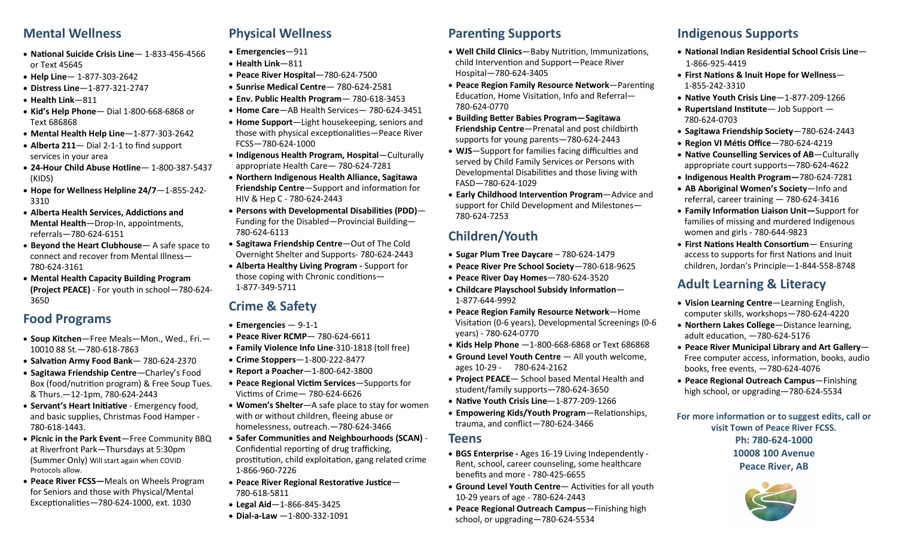## Mental Wellness

- **National Suicide Crisis Line**— 1-833-456-4566 or Text 45645
- **Help Line**— 1-877-303-2642
- **Distress Line**—1-877-321-2747
- **Health Link**—811
- **Kid's Help Phone**— Dial 1-800-668-6868 or Text 686868
- **Mental Health Help Line**—1-877-303-2642
- **Alberta 211**— Dial 2-1-1 to find support services in your area
- **24-Hour Child Abuse Hotline**— 1-800-387-5437 (KIDS)
- **Hope for Wellness Helpline 24/7**—1-855-242-3310
- **Alberta Health Services, Addictions and Mental Health**—Drop-In, appointments, referrals—780-624-6151
- **Beyond the Heart Clubhouse**— A safe space to connect and recover from Mental Illness—780-624-3161
- **Mental Health Capacity Building Program (Project PEACE)** - For youth in school—780-624-3650

## Food Programs

- **Soup Kitchen**—Free Meals—Mon., Wed., Fri.—10010 88 St.—780-618-7863
- **Salvation Army Food Bank**— 780-624-2370
- **Sagitawa Friendship Centre**—Charley's Food Box (food/nutrition program) & Free Soup Tues. & Thurs.—12-1pm, 780-624-2443
- **Servant's Heart Initiative** - Emergency food, and basic supplies, Christmas Food Hamper - 780-618-1443.
- **Picnic in the Park Event**—Free Community BBQ at Riverfront Park—Thursdays at 5:30pm (Summer Only) Will start again when COVID Protocols allow.
- **Peace River FCSS—**Meals on Wheels Program for Seniors and those with Physical/Mental Exceptionalities—780-624-1000, ext. 1030

## Physical Wellness

- **Emergencies**—911
- **Health Link**—811
- **Peace River Hospital**—780-624-7500
- **Sunrise Medical Centre**— 780-624-2581
- **Env. Public Health Program**— 780-618-3453
- **Home Care**—AB Health Services— 780-624-3451
- **Home Support**—Light housekeeping, seniors and those with physical exceptionalities—Peace River FCSS—780-624-1000
- **Indigenous Health Program, Hospital**—Culturally appropriate Health Care— 780-624-7281
- **Northern Indigenous Health Alliance, Sagitawa Friendship Centre**—Support and information for HIV & Hep C - 780-624-2443
- **Persons with Developmental Disabilities (PDD)**—Funding for the Disabled—Provincial Building—780-624-6113
- **Sagitawa Friendship Centre**—Out of The Cold Overnight Shelter and Supports- 780-624-2443
- **Alberta Healthy Living Program -** Support for those coping with Chronic conditions—1-877-349-5711

## Crime & Safety

- **Emergencies** — 9-1-1
- **Peace River RCMP**— 780-624-6611
- **Family Violence Info Line**-310-1818 (toll free)
- **Crime Stoppers**—1-800-222-8477
- **Report a Poacher**—1-800-642-3800
- **Peace Regional Victim Services**—Supports for Victims of Crime— 780-624-6626
- **Women's Shelter**—A safe place to stay for women with or without children, fleeing abuse or homelessness, outreach.—780-624-3466
- **Safer Communities and Neighbourhoods (SCAN)** - Confidential reporting of drug trafficking, prostitution, child exploitation, gang related crime 1-866-960-7226
- **Peace River Regional Restorative Justice**—780-618-5811
- **Legal Aid**—1-866-845-3425
- **Dial-a-Law** —1-800-332-1091

## Parenting Supports

- **Well Child Clinics**—Baby Nutrition, Immunizations, child Intervention and Support—Peace River Hospital—780-624-3405
- **Peace Region Family Resource Network**—Parenting Education, Home Visitation, Info and Referral—780-624-0770
- **Building Better Babies Program—Sagitawa Friendship Centre**—Prenatal and post childbirth supports for young parents—780-624-2443
- **WJS**—Support for families facing difficulties and served by Child Family Services or Persons with Developmental Disabilities and those living with FASD—780-624-1029
- **Early Childhood Intervention Program**—Advice and support for Child Development and Milestones—780-624-7253

## Children/Youth

- **Sugar Plum Tree Daycare** – 780-624-1479
- **Peace River Pre School Society**—780-618-9625
- **Peace River Day Homes**—780-624-3520
- **Childcare Playschool Subsidy Information**—1-877-644-9992
- **Peace Region Family Resource Network**—Home Visitation (0-6 years), Developmental Screenings (0-6 years) - 780-624-0770
- **Kids Help Phone** —1-800-668-6868 or Text 686868
- **Ground Level Youth Centre** — All youth welcome, ages 10-29 - 780-624-2162
- **Project PEACE**— School based Mental Health and student/family supports—780-624-3650
- **Native Youth Crisis Line**—1-877-209-1266
- **Empowering Kids/Youth Program**—Relationships, trauma, and conflict—780-624-3466

## Teens

- **BGS Enterprise -** Ages 16-19 Living Independently - Rent, school, career counseling, some healthcare benefits and more - 780-425-6655
- **Ground Level Youth Centre**— Activities for all youth 10-29 years of age - 780-624-2443
- **Peace Regional Outreach Campus**—Finishing high school, or upgrading—780-624-5534

## Indigenous Supports

- **National Indian Residential School Crisis Line**—1-866-925-4419
- **First Nations & Inuit Hope for Wellness**—1-855-242-3310
- **Native Youth Crisis Line**—1-877-209-1266
- **Rupertsland Institute**— Job Support — 780-624-0703
- **Sagitawa Friendship Society**—780-624-2443
- **Region VI Métis Office**—780-624-4219
- **Native Counselling Services of AB**—Culturally appropriate court supports—780-624-4622
- **Indigenous Health Program—**780-624-7281
- **AB Aboriginal Women's Society**—Info and referral, career training — 780-624-3416
- **Family Information Liaison Unit—**Support for families of missing and murdered Indigenous women and girls - 780-644-9823
- **First Nations Health Consortium**— Ensuring access to supports for first Nations and Inuit children, Jordan's Principle—1-844-558-8748

## Adult Learning & Literacy

- **Vision Learning Centre**—Learning English, computer skills, workshops—780-624-4220
- **Northern Lakes College**—Distance learning, adult education, —780-624-5176
- **Peace River Municipal Library and Art Gallery**—Free computer access, information, books, audio books, free events, —780-624-4076
- **Peace Regional Outreach Campus**—Finishing high school, or upgrading—780-624-5534

**For more information or to suggest edits, call or visit Town of Peace River FCSS.**
**Ph: 780-624-1000**
**10008 100 Avenue**
**Peace River, AB**